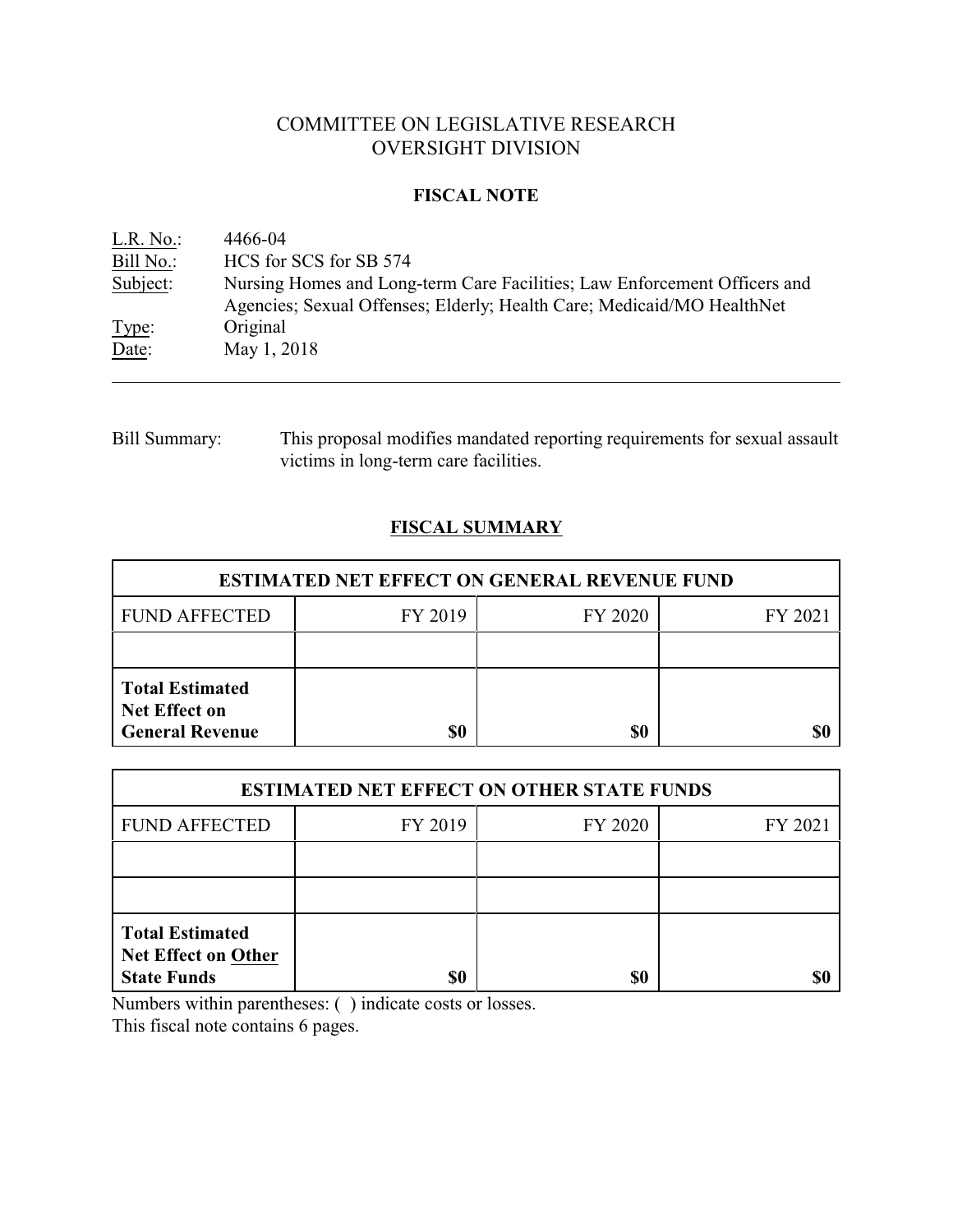# COMMITTEE ON LEGISLATIVE RESEARCH
# OVERSIGHT DIVISION

## FISCAL NOTE

| | |
|---|---|
| L.R. No.: | 4466-04 |
| Bill No.: | HCS for SCS for SB 574 |
| Subject: | Nursing Homes and Long-term Care Facilities; Law Enforcement Officers and Agencies; Sexual Offenses; Elderly; Health Care; Medicaid/MO HealthNet |
| Type: | Original |
| Date: | May 1, 2018 |

Bill Summary: This proposal modifies mandated reporting requirements for sexual assault victims in long-term care facilities.

## FISCAL SUMMARY

| ESTIMATED NET EFFECT ON GENERAL REVENUE FUND | | | |
|---|---|---|---|
| FUND AFFECTED | FY 2019 | FY 2020 | FY 2021 |
| | | | |
| **Total Estimated Net Effect on General Revenue** | **$0** | **$0** | **$0** |

| ESTIMATED NET EFFECT ON OTHER STATE FUNDS | | | |
|---|---|---|---|
| FUND AFFECTED | FY 2019 | FY 2020 | FY 2021 |
| | | | |
| | | | |
| **Total Estimated Net Effect on Other State Funds** | **$0** | **$0** | **$0** |

Numbers within parentheses: ( ) indicate costs or losses.

This fiscal note contains 6 pages.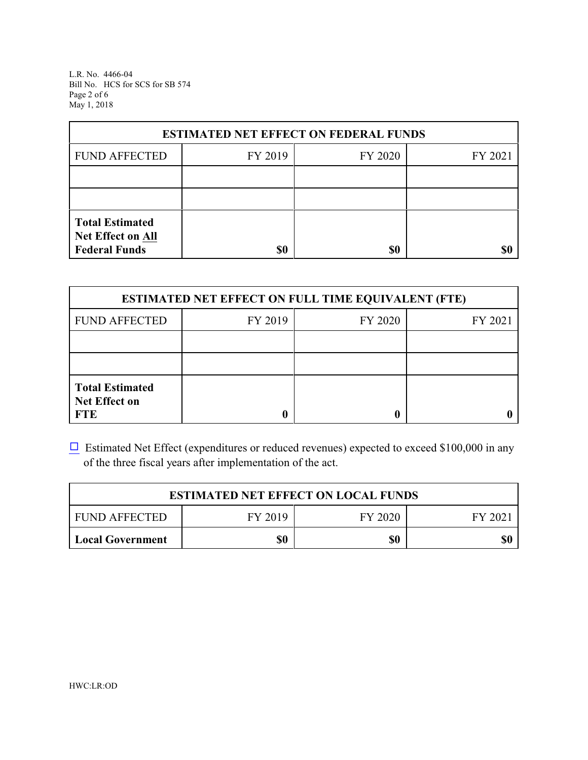| ESTIMATED NET EFFECT ON FEDERAL FUNDS | | | |
|---|---|---|---|
| FUND AFFECTED | FY 2019 | FY 2020 | FY 2021 |
| | | | |
| | | | |
| **Total Estimated Net Effect on All Federal Funds** | **$0** | **$0** | **$0** |

| ESTIMATED NET EFFECT ON FULL TIME EQUIVALENT (FTE) | | | |
|---|---|---|---|
| FUND AFFECTED | FY 2019 | FY 2020 | FY 2021 |
| | | | |
| | | | |
| **Total Estimated Net Effect on FTE** | **0** | **0** | **0** |

☐ Estimated Net Effect (expenditures or reduced revenues) expected to exceed $100,000 in any of the three fiscal years after implementation of the act.

| ESTIMATED NET EFFECT ON LOCAL FUNDS | | | |
|---|---|---|---|
| FUND AFFECTED | FY 2019 | FY 2020 | FY 2021 |
| **Local Government** | **$0** | **$0** | **$0** |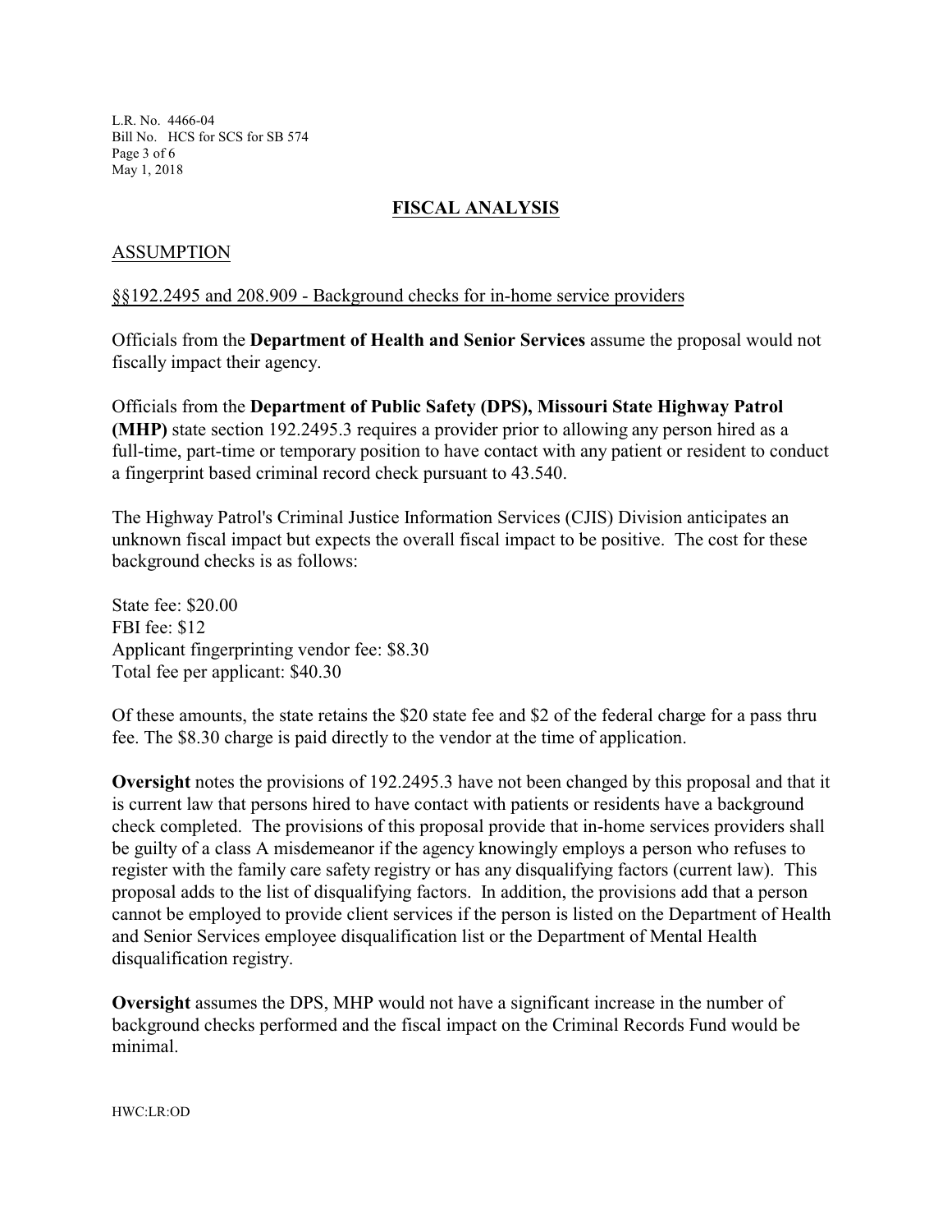## FISCAL ANALYSIS

### ASSUMPTION

§§192.2495 and 208.909 - Background checks for in-home service providers

Officials from the **Department of Health and Senior Services** assume the proposal would not fiscally impact their agency.

Officials from the **Department of Public Safety (DPS), Missouri State Highway Patrol (MHP)** state section 192.2495.3 requires a provider prior to allowing any person hired as a full-time, part-time or temporary position to have contact with any patient or resident to conduct a fingerprint based criminal record check pursuant to 43.540.

The Highway Patrol's Criminal Justice Information Services (CJIS) Division anticipates an unknown fiscal impact but expects the overall fiscal impact to be positive. The cost for these background checks is as follows:

State fee: $20.00
FBI fee: $12
Applicant fingerprinting vendor fee: $8.30
Total fee per applicant: $40.30

Of these amounts, the state retains the $20 state fee and $2 of the federal charge for a pass thru fee. The $8.30 charge is paid directly to the vendor at the time of application.

**Oversight** notes the provisions of 192.2495.3 have not been changed by this proposal and that it is current law that persons hired to have contact with patients or residents have a background check completed. The provisions of this proposal provide that in-home services providers shall be guilty of a class A misdemeanor if the agency knowingly employs a person who refuses to register with the family care safety registry or has any disqualifying factors (current law). This proposal adds to the list of disqualifying factors. In addition, the provisions add that a person cannot be employed to provide client services if the person is listed on the Department of Health and Senior Services employee disqualification list or the Department of Mental Health disqualification registry.

**Oversight** assumes the DPS, MHP would not have a significant increase in the number of background checks performed and the fiscal impact on the Criminal Records Fund would be minimal.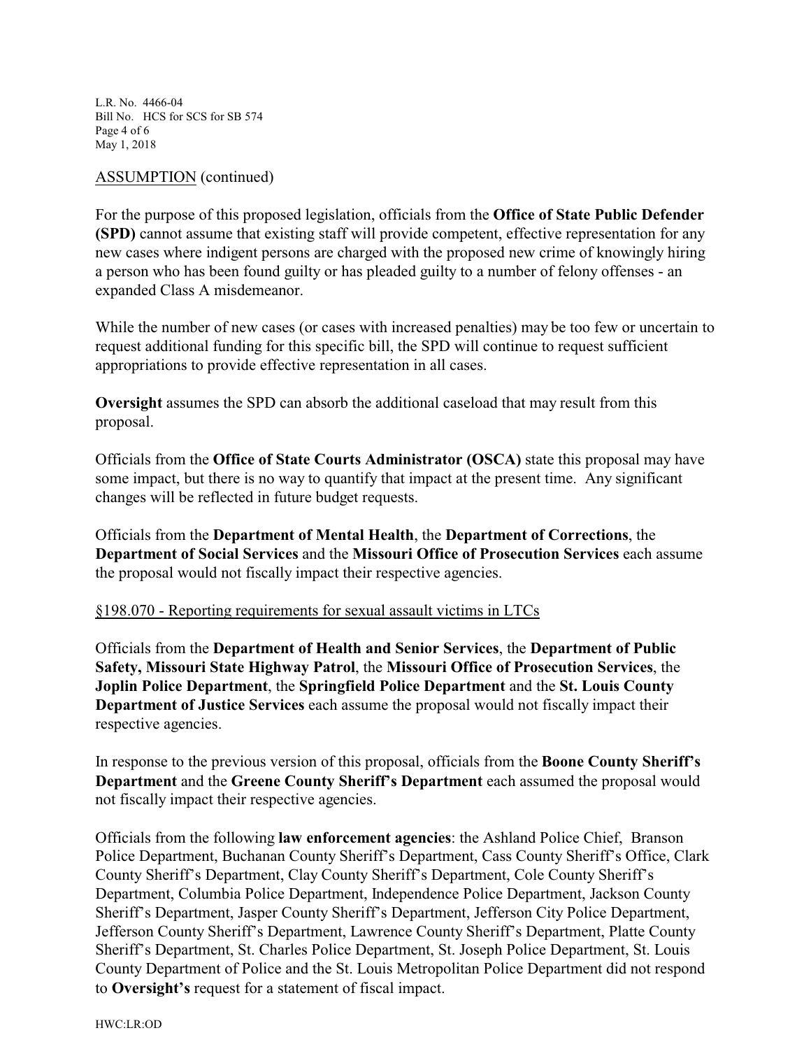ASSUMPTION (continued)

For the purpose of this proposed legislation, officials from the **Office of State Public Defender (SPD)** cannot assume that existing staff will provide competent, effective representation for any new cases where indigent persons are charged with the proposed new crime of knowingly hiring a person who has been found guilty or has pleaded guilty to a number of felony offenses - an expanded Class A misdemeanor.

While the number of new cases (or cases with increased penalties) may be too few or uncertain to request additional funding for this specific bill, the SPD will continue to request sufficient appropriations to provide effective representation in all cases.

**Oversight** assumes the SPD can absorb the additional caseload that may result from this proposal.

Officials from the **Office of State Courts Administrator (OSCA)** state this proposal may have some impact, but there is no way to quantify that impact at the present time. Any significant changes will be reflected in future budget requests.

Officials from the **Department of Mental Health**, the **Department of Corrections**, the **Department of Social Services** and the **Missouri Office of Prosecution Services** each assume the proposal would not fiscally impact their respective agencies.

§198.070 - Reporting requirements for sexual assault victims in LTCs

Officials from the **Department of Health and Senior Services**, the **Department of Public Safety, Missouri State Highway Patrol**, the **Missouri Office of Prosecution Services**, the **Joplin Police Department**, the **Springfield Police Department** and the **St. Louis County Department of Justice Services** each assume the proposal would not fiscally impact their respective agencies.

In response to the previous version of this proposal, officials from the **Boone County Sheriff's Department** and the **Greene County Sheriff's Department** each assumed the proposal would not fiscally impact their respective agencies.

Officials from the following **law enforcement agencies**: the Ashland Police Chief, Branson Police Department, Buchanan County Sheriff's Department, Cass County Sheriff's Office, Clark County Sheriff's Department, Clay County Sheriff's Department, Cole County Sheriff's Department, Columbia Police Department, Independence Police Department, Jackson County Sheriff's Department, Jasper County Sheriff's Department, Jefferson City Police Department, Jefferson County Sheriff's Department, Lawrence County Sheriff's Department, Platte County Sheriff's Department, St. Charles Police Department, St. Joseph Police Department, St. Louis County Department of Police and the St. Louis Metropolitan Police Department did not respond to **Oversight's** request for a statement of fiscal impact.

HWC:LR:OD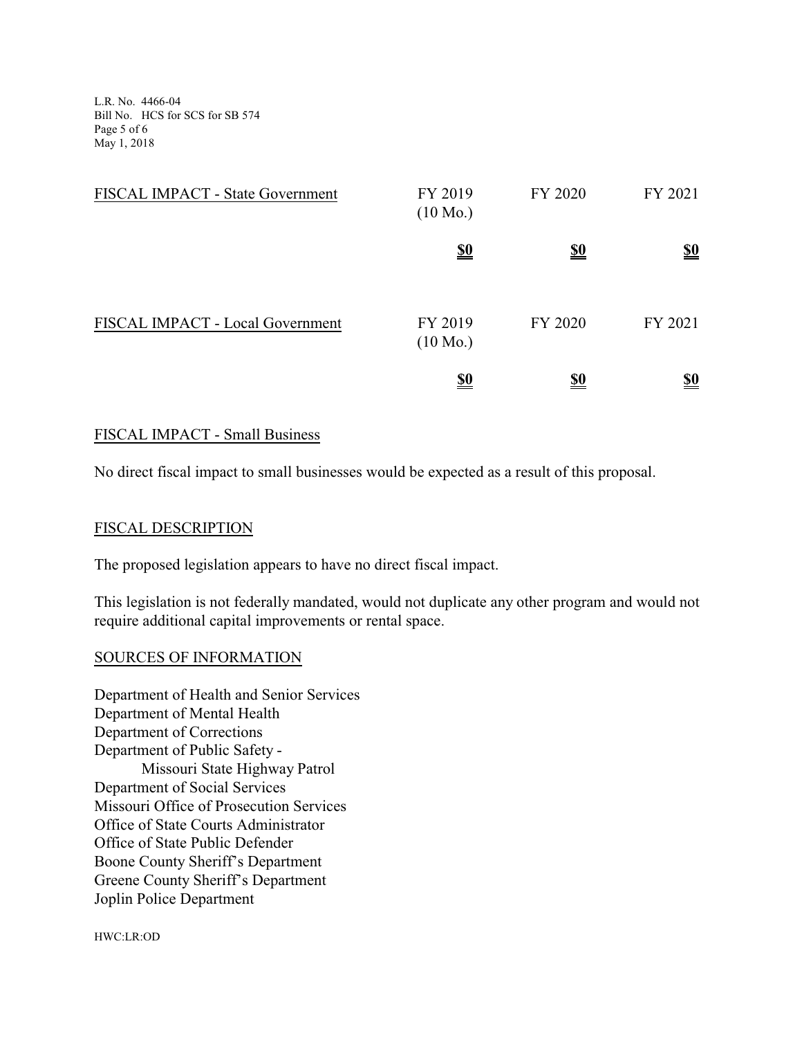| FISCAL IMPACT - State Government | FY 2019 (10 Mo.) | FY 2020 | FY 2021 |
|---|---|---|---|
| | **$0** | **$0** | **$0** |

| FISCAL IMPACT - Local Government | FY 2019 (10 Mo.) | FY 2020 | FY 2021 |
|---|---|---|---|
| | **$0** | **$0** | **$0** |

## FISCAL IMPACT - Small Business

No direct fiscal impact to small businesses would be expected as a result of this proposal.

## FISCAL DESCRIPTION

The proposed legislation appears to have no direct fiscal impact.

This legislation is not federally mandated, would not duplicate any other program and would not require additional capital improvements or rental space.

## SOURCES OF INFORMATION

Department of Health and Senior Services
Department of Mental Health
Department of Corrections
Department of Public Safety -
    Missouri State Highway Patrol
Department of Social Services
Missouri Office of Prosecution Services
Office of State Courts Administrator
Office of State Public Defender
Boone County Sheriff's Department
Greene County Sheriff's Department
Joplin Police Department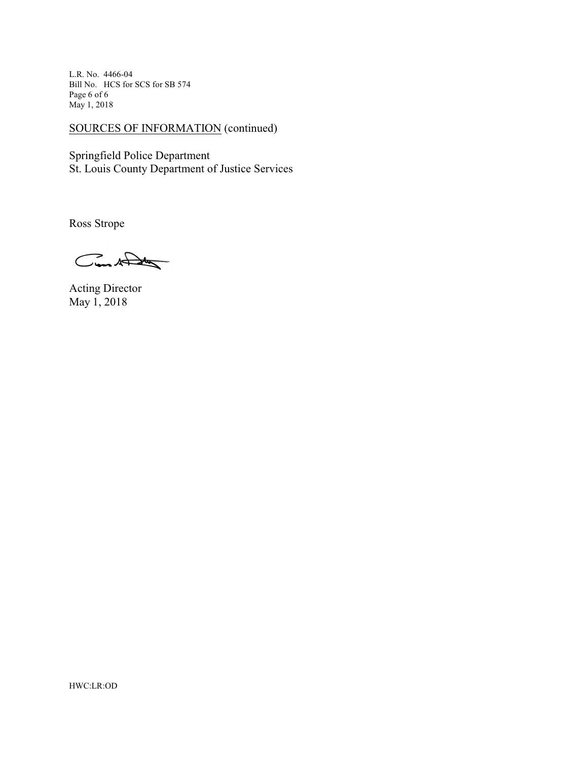SOURCES OF INFORMATION (continued)

Springfield Police Department
St. Louis County Department of Justice Services

Ross Strope

Acting Director
May 1, 2018

HWC:LR:OD